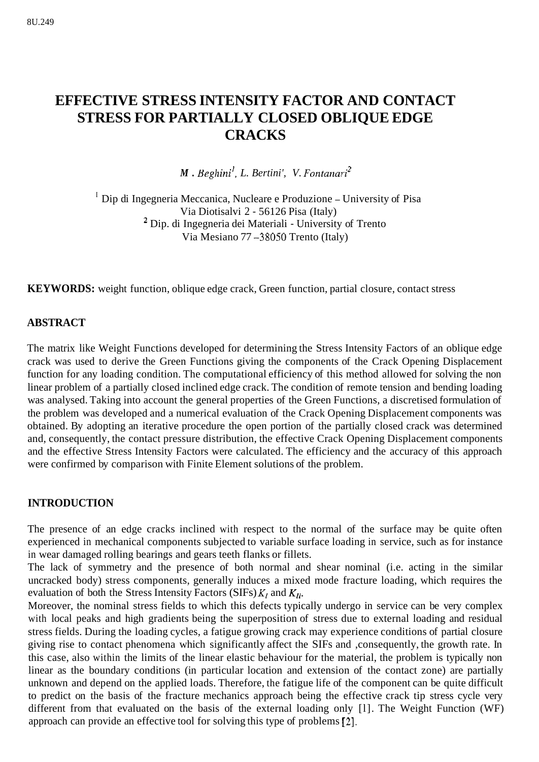# EFFECTIVE STRESS INTENSITY FACTOR AND CONTACT STRESS FOR PARTIALLY CLOSED OBLIQUE EDGE CRACKS

*M. Beghini*[1], *L. Bertini*[1], *V. Fontanari*[2]

[1] Dip di Ingegneria Meccanica, Nucleare e Produzione – University of Pisa
Via Diotisalvi 2 - 56126 Pisa (Italy)
[2] Dip. di Ingegneria dei Materiali - University of Trento
Via Mesiano 77 –38050 Trento (Italy)

**KEYWORDS:** weight function, oblique edge crack, Green function, partial closure, contact stress

## ABSTRACT

The matrix like Weight Functions developed for determining the Stress Intensity Factors of an oblique edge crack was used to derive the Green Functions giving the components of the Crack Opening Displacement function for any loading condition. The computational efficiency of this method allowed for solving the non linear problem of a partially closed inclined edge crack. The condition of remote tension and bending loading was analysed. Taking into account the general properties of the Green Functions, a discretised formulation of the problem was developed and a numerical evaluation of the Crack Opening Displacement components was obtained. By adopting an iterative procedure the open portion of the partially closed crack was determined and, consequently, the contact pressure distribution, the effective Crack Opening Displacement components and the effective Stress Intensity Factors were calculated. The efficiency and the accuracy of this approach were confirmed by comparison with Finite Element solutions of the problem.

## INTRODUCTION

The presence of an edge cracks inclined with respect to the normal of the surface may be quite often experienced in mechanical components subjected to variable surface loading in service, such as for instance in wear damaged rolling bearings and gears teeth flanks or fillets.

The lack of symmetry and the presence of both normal and shear nominal (i.e. acting in the similar uncracked body) stress components, generally induces a mixed mode fracture loading, which requires the evaluation of both the Stress Intensity Factors (SIFs) $K_I$ and $K_{II}$.

Moreover, the nominal stress fields to which this defects typically undergo in service can be very complex with local peaks and high gradients being the superposition of stress due to external loading and residual stress fields. During the loading cycles, a fatigue growing crack may experience conditions of partial closure giving rise to contact phenomena which significantly affect the SIFs and ,consequently, the growth rate. In this case, also within the limits of the linear elastic behaviour for the material, the problem is typically non linear as the boundary conditions (in particular location and extension of the contact zone) are partially unknown and depend on the applied loads. Therefore, the fatigue life of the component can be quite difficult to predict on the basis of the fracture mechanics approach being the effective crack tip stress cycle very different from that evaluated on the basis of the external loading only [1]. The Weight Function (WF) approach can provide an effective tool for solving this type of problems [2].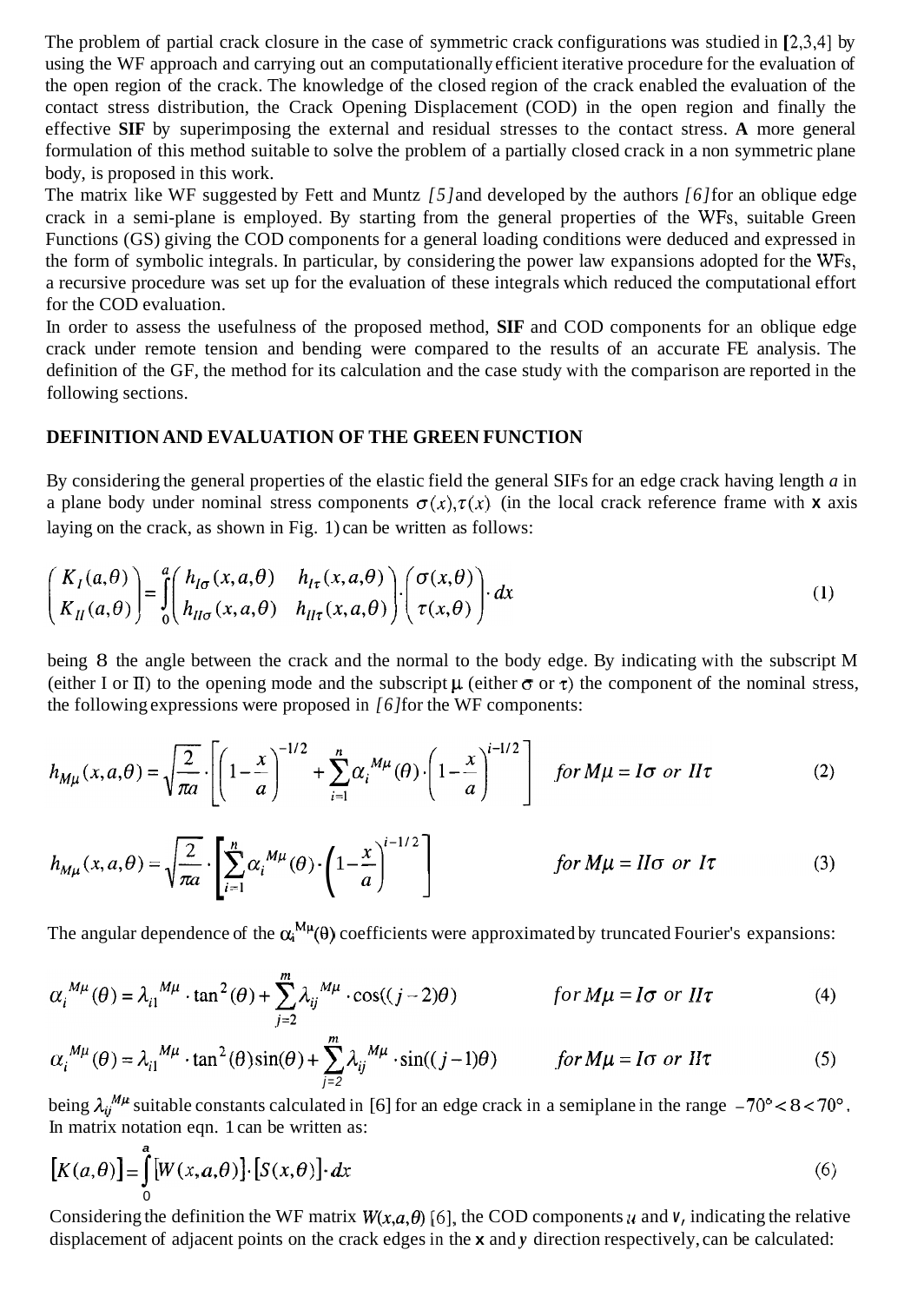The problem of partial crack closure in the case of symmetric crack configurations was studied in [2,3,4] by using the WF approach and carrying out an computationally efficient iterative procedure for the evaluation of the open region of the crack. The knowledge of the closed region of the crack enabled the evaluation of the contact stress distribution, the Crack Opening Displacement (COD) in the open region and finally the effective **SIF** by superimposing the external and residual stresses to the contact stress. **A** more general formulation of this method suitable to solve the problem of a partially closed crack in a non symmetric plane body, is proposed in this work.

The matrix like WF suggested by Fett and Muntz *[5]* and developed by the authors *[6]* for an oblique edge crack in a semi-plane is employed. By starting from the general properties of the WFs, suitable Green Functions (GS) giving the COD components for a general loading conditions were deduced and expressed in the form of symbolic integrals. In particular, by considering the power law expansions adopted for the WFs, a recursive procedure was set up for the evaluation of these integrals which reduced the computational effort for the COD evaluation.

In order to assess the usefulness of the proposed method, **SIF** and COD components for an oblique edge crack under remote tension and bending were compared to the results of an accurate FE analysis. The definition of the GF, the method for its calculation and the case study with the comparison are reported in the following sections.

## DEFINITION AND EVALUATION OF THE GREEN FUNCTION

By considering the general properties of the elastic field the general SIFs for an edge crack having length $a$ in a plane body under nominal stress components $\sigma(x), \tau(x)$ (in the local crack reference frame with **x** axis laying on the crack, as shown in Fig. 1) can be written as follows:

$$\begin{pmatrix} K_I(a,\theta) \\ K_{II}(a,\theta) \end{pmatrix} = \int_0^a \begin{pmatrix} h_{I\sigma}(x,a,\theta) & h_{I\tau}(x,a,\theta) \\ h_{II\sigma}(x,a,\theta) & h_{II\tau}(x,a,\theta) \end{pmatrix} \cdot \begin{pmatrix} \sigma(x,\theta) \\ \tau(x,\theta) \end{pmatrix} \cdot dx \tag{1}$$

being $\theta$ the angle between the crack and the normal to the body edge. By indicating with the subscript M (either I or II) to the opening mode and the subscript $\mu$ (either $\sigma$ or $\tau$) the component of the nominal stress, the following expressions were proposed in *[6]* for the WF components:

$$h_{M\mu}(x,a,\theta) = \sqrt{\frac{2}{\pi a}} \cdot \left[ \left(1 - \frac{x}{a}\right)^{-1/2} + \sum_{i=1}^{n} \alpha_i^{M\mu}(\theta) \cdot \left(1 - \frac{x}{a}\right)^{i-1/2} \right] \qquad for\ M\mu = I\sigma\ or\ II\tau \tag{2}$$

$$h_{M\mu}(x,a,\theta) = \sqrt{\frac{2}{\pi a}} \cdot \left[ \sum_{i=1}^{n} \alpha_i^{M\mu}(\theta) \cdot \left(1 - \frac{x}{a}\right)^{i-1/2} \right] \qquad for\ M\mu = II\sigma\ or\ I\tau \tag{3}$$

The angular dependence of the $\alpha_i^{M\mu}(\theta)$ coefficients were approximated by truncated Fourier's expansions:

$$\alpha_i^{M\mu}(\theta) = \lambda_{i1}^{M\mu} \cdot \tan^2(\theta) + \sum_{j=2}^{m} \lambda_{ij}^{M\mu} \cdot \cos((j-2)\theta) \qquad for\ M\mu = I\sigma\ or\ II\tau \tag{4}$$

$$\alpha_i^{M\mu}(\theta) = \lambda_{i1}^{M\mu} \cdot \tan^2(\theta)\sin(\theta) + \sum_{j=2}^{m} \lambda_{ij}^{M\mu} \cdot \sin((j-1)\theta) \qquad for\ M\mu = I\sigma\ or\ II\tau \tag{5}$$

being $\lambda_{ij}^{M\mu}$ suitable constants calculated in [6] for an edge crack in a semiplane in the range $-70° < \theta < 70°$. In matrix notation eqn. 1 can be written as:

$$[K(a,\theta)] = \int_0^a [W(x,a,\theta)] \cdot [S(x,\theta)] \cdot dx \tag{6}$$

Considering the definition the WF matrix $W(x,a,\theta)$ [6], the COD components $u$ and $v$, indicating the relative displacement of adjacent points on the crack edges in the **x** and $y$ direction respectively, can be calculated: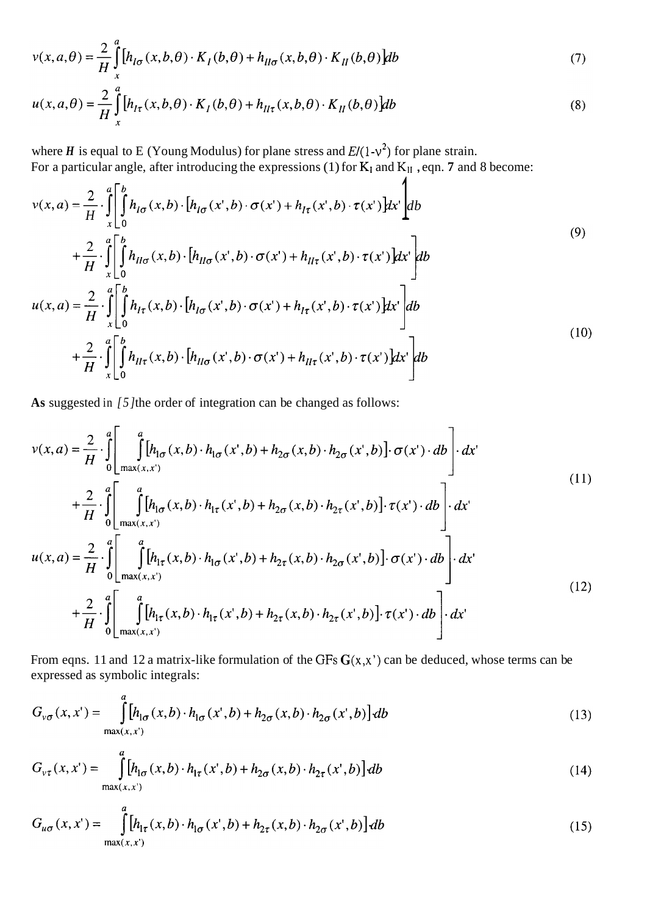$$v(x,a,\theta) = \frac{2}{H}\int_x^a \left[h_{I\sigma}(x,b,\theta)\cdot K_I(b,\theta) + h_{II\sigma}(x,b,\theta)\cdot K_{II}(b,\theta)\right]db \tag{7}$$

$$u(x,a,\theta) = \frac{2}{H}\int_x^a \left[h_{I\tau}(x,b,\theta)\cdot K_I(b,\theta) + h_{II\tau}(x,b,\theta)\cdot K_{II}(b,\theta)\right]db \tag{8}$$

where ***H*** is equal to E (Young Modulus) for plane stress and $E/(1\text{-}\nu^2)$ for plane strain.
For a particular angle, after introducing the expressions (1) for $K_I$ and $K_{II}$ , eqn. **7** and 8 become:

$$\begin{aligned} v(x,a) = &\frac{2}{H}\cdot\int_x^a\left[\int_0^b h_{I\sigma}(x,b)\cdot\left[h_{I\sigma}(x',b)\cdot\sigma(x') + h_{I\tau}(x',b)\cdot\tau(x')\right]dx'\right]db \\ &+\frac{2}{H}\cdot\int_x^a\left[\int_0^b h_{II\sigma}(x,b)\cdot\left[h_{II\sigma}(x',b)\cdot\sigma(x') + h_{II\tau}(x',b)\cdot\tau(x')\right]dx'\right]db \end{aligned} \tag{9}$$

$$\begin{aligned} u(x,a) = &\frac{2}{H}\cdot\int_x^a\left[\int_0^b h_{I\tau}(x,b)\cdot\left[h_{I\sigma}(x',b)\cdot\sigma(x') + h_{I\tau}(x',b)\cdot\tau(x')\right]dx'\right]db \\ &+\frac{2}{H}\cdot\int_x^a\left[\int_0^b h_{II\tau}(x,b)\cdot\left[h_{II\sigma}(x',b)\cdot\sigma(x') + h_{II\tau}(x',b)\cdot\tau(x')\right]dx'\right]db \end{aligned} \tag{10}$$

**As** suggested in *[5]* the order of integration can be changed as follows:

$$\begin{aligned} v(x,a) = &\frac{2}{H}\cdot\int_0^a\left[\int_{\max(x,x')}^a\left[h_{1\sigma}(x,b)\cdot h_{1\sigma}(x',b) + h_{2\sigma}(x,b)\cdot h_{2\sigma}(x',b)\right]\cdot\sigma(x')\cdot db\right]\cdot dx' \\ &+\frac{2}{H}\cdot\int_0^a\left[\int_{\max(x,x')}^a\left[h_{1\sigma}(x,b)\cdot h_{1\tau}(x',b) + h_{2\sigma}(x,b)\cdot h_{2\tau}(x',b)\right]\cdot\tau(x')\cdot db\right]\cdot dx' \end{aligned} \tag{11}$$

$$\begin{aligned} u(x,a) = &\frac{2}{H}\cdot\int_0^a\left[\int_{\max(x,x')}^a\left[h_{1\tau}(x,b)\cdot h_{1\sigma}(x',b) + h_{2\tau}(x,b)\cdot h_{2\sigma}(x',b)\right]\cdot\sigma(x')\cdot db\right]\cdot dx' \\ &+\frac{2}{H}\cdot\int_0^a\left[\int_{\max(x,x')}^a\left[h_{1\tau}(x,b)\cdot h_{1\tau}(x',b) + h_{2\tau}(x,b)\cdot h_{2\tau}(x',b)\right]\cdot\tau(x')\cdot db\right]\cdot dx' \end{aligned} \tag{12}$$

From eqns. 11 and 12 a matrix-like formulation of the GFs $\mathbf{G}(x,x')$ can be deduced, whose terms can be expressed as symbolic integrals:

$$G_{v\sigma}(x,x') = \int_{\max(x,x')}^a\left[h_{1\sigma}(x,b)\cdot h_{1\sigma}(x',b) + h_{2\sigma}(x,b)\cdot h_{2\sigma}(x',b)\right]db \tag{13}$$

$$G_{v\tau}(x,x') = \int_{\max(x,x')}^a\left[h_{1\sigma}(x,b)\cdot h_{1\tau}(x',b) + h_{2\sigma}(x,b)\cdot h_{2\tau}(x',b)\right]db \tag{14}$$

$$G_{u\sigma}(x,x') = \int_{\max(x,x')}^a\left[h_{1\tau}(x,b)\cdot h_{1\sigma}(x',b) + h_{2\tau}(x,b)\cdot h_{2\sigma}(x',b)\right]db \tag{15}$$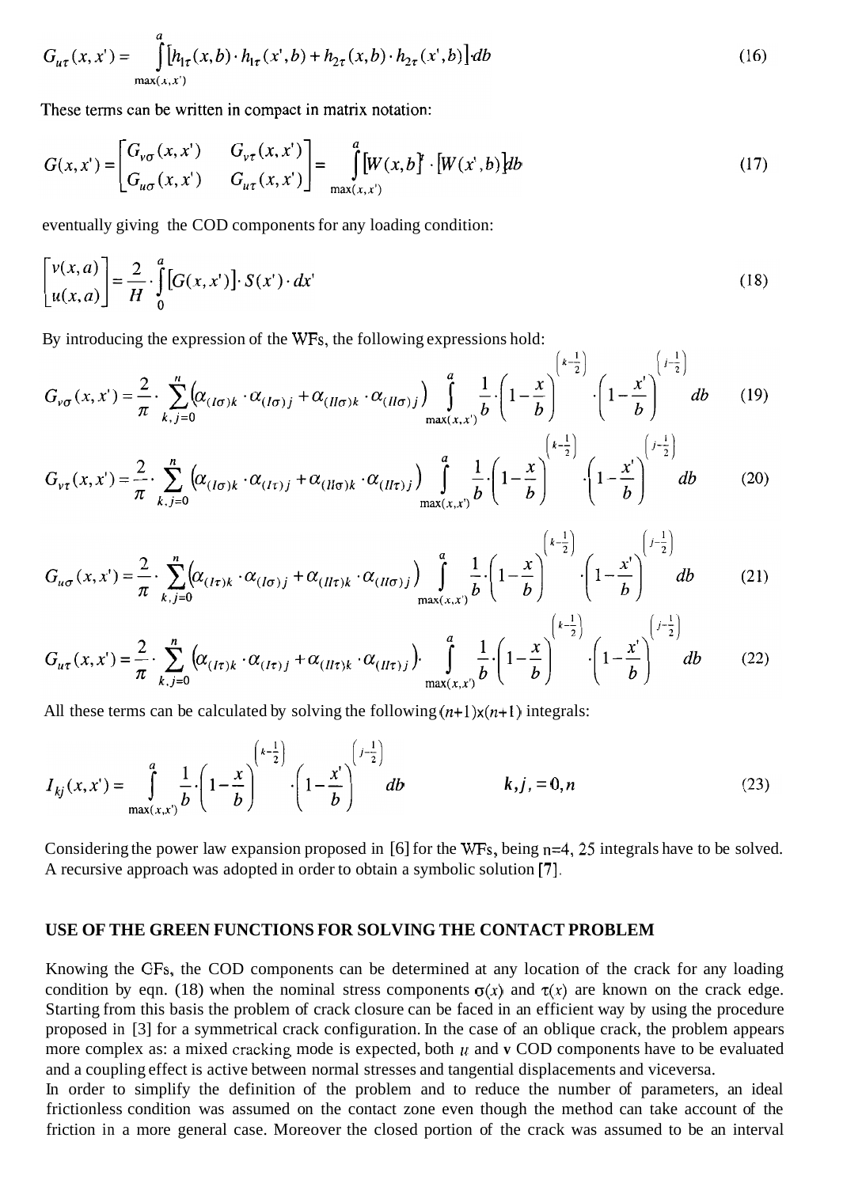$$G_{u\tau}(x,x') = \int_{\max(x,x')}^{a} \left[h_{1\tau}(x,b)\cdot h_{1\tau}(x',b) + h_{2\tau}(x,b)\cdot h_{2\tau}(x',b)\right]\cdot db \tag{16}$$

These terms can be written in compact in matrix notation:

$$G(x,x') = \begin{bmatrix} G_{v\sigma}(x,x') & G_{v\tau}(x,x') \\ G_{u\sigma}(x,x') & G_{u\tau}(x,x') \end{bmatrix} = \int_{\max(x,x')}^{a} \left[W(x,b)\right]^t \cdot \left[W(x',b)\right] db \tag{17}$$

eventually giving the COD components for any loading condition:

$$\begin{bmatrix} v(x,a) \\ u(x,a) \end{bmatrix} = \frac{2}{H}\cdot\int_0^a \left[G(x,x')\right]\cdot S(x')\cdot dx' \tag{18}$$

By introducing the expression of the WFs, the following expressions hold:

$$G_{v\sigma}(x,x') = \frac{2}{\pi}\cdot\sum_{k,j=0}^{n}\left(\alpha_{(I\sigma)k}\cdot\alpha_{(I\sigma)j} + \alpha_{(II\sigma)k}\cdot\alpha_{(II\sigma)j}\right)\int_{\max(x,x')}^{a}\frac{1}{b}\cdot\left(1-\frac{x}{b}\right)^{\left(k-\frac{1}{2}\right)}\cdot\left(1-\frac{x'}{b}\right)^{\left(j-\frac{1}{2}\right)} db \tag{19}$$

$$G_{v\tau}(x,x') = \frac{2}{\pi}\cdot\sum_{k,j=0}^{n}\left(\alpha_{(I\sigma)k}\cdot\alpha_{(I\tau)j} + \alpha_{(II\sigma)k}\cdot\alpha_{(II\tau)j}\right)\int_{\max(x,x')}^{a}\frac{1}{b}\cdot\left(1-\frac{x}{b}\right)^{\left(k-\frac{1}{2}\right)}\cdot\left(1-\frac{x'}{b}\right)^{\left(j-\frac{1}{2}\right)} db \tag{20}$$

$$G_{u\sigma}(x,x') = \frac{2}{\pi}\cdot\sum_{k,j=0}^{n}\left(\alpha_{(I\tau)k}\cdot\alpha_{(I\sigma)j} + \alpha_{(II\tau)k}\cdot\alpha_{(II\sigma)j}\right)\int_{\max(x,x')}^{a}\frac{1}{b}\cdot\left(1-\frac{x}{b}\right)^{\left(k-\frac{1}{2}\right)}\cdot\left(1-\frac{x'}{b}\right)^{\left(j-\frac{1}{2}\right)} db \tag{21}$$

$$G_{u\tau}(x,x') = \frac{2}{\pi}\cdot\sum_{k,j=0}^{n}\left(\alpha_{(I\tau)k}\cdot\alpha_{(I\tau)j} + \alpha_{(II\tau)k}\cdot\alpha_{(II\tau)j}\right)\cdot\int_{\max(x,x')}^{a}\frac{1}{b}\cdot\left(1-\frac{x}{b}\right)^{\left(k-\frac{1}{2}\right)}\cdot\left(1-\frac{x'}{b}\right)^{\left(j-\frac{1}{2}\right)} db \tag{22}$$

All these terms can be calculated by solving the following $(n+1)\text{x}(n+1)$ integrals:

$$I_{kj}(x,x') = \int_{\max(x,x')}^{a}\frac{1}{b}\cdot\left(1-\frac{x}{b}\right)^{\left(k-\frac{1}{2}\right)}\cdot\left(1-\frac{x'}{b}\right)^{\left(j-\frac{1}{2}\right)} db \qquad\qquad k,j,=0,n \tag{23}$$

Considering the power law expansion proposed in [6] for the WFs, being $n=4$, 25 integrals have to be solved. A recursive approach was adopted in order to obtain a symbolic solution [7].

## USE OF THE GREEN FUNCTIONS FOR SOLVING THE CONTACT PROBLEM

Knowing the GFs, the COD components can be determined at any location of the crack for any loading condition by eqn. (18) when the nominal stress components $\sigma(x)$ and $\tau(x)$ are known on the crack edge. Starting from this basis the problem of crack closure can be faced in an efficient way by using the procedure proposed in [3] for a symmetrical crack configuration. In the case of an oblique crack, the problem appears more complex as: a mixed cracking mode is expected, both $u$ and $\mathbf{v}$ COD components have to be evaluated and a coupling effect is active between normal stresses and tangential displacements and viceversa.

In order to simplify the definition of the problem and to reduce the number of parameters, an ideal frictionless condition was assumed on the contact zone even though the method can take account of the friction in a more general case. Moreover the closed portion of the crack was assumed to be an interval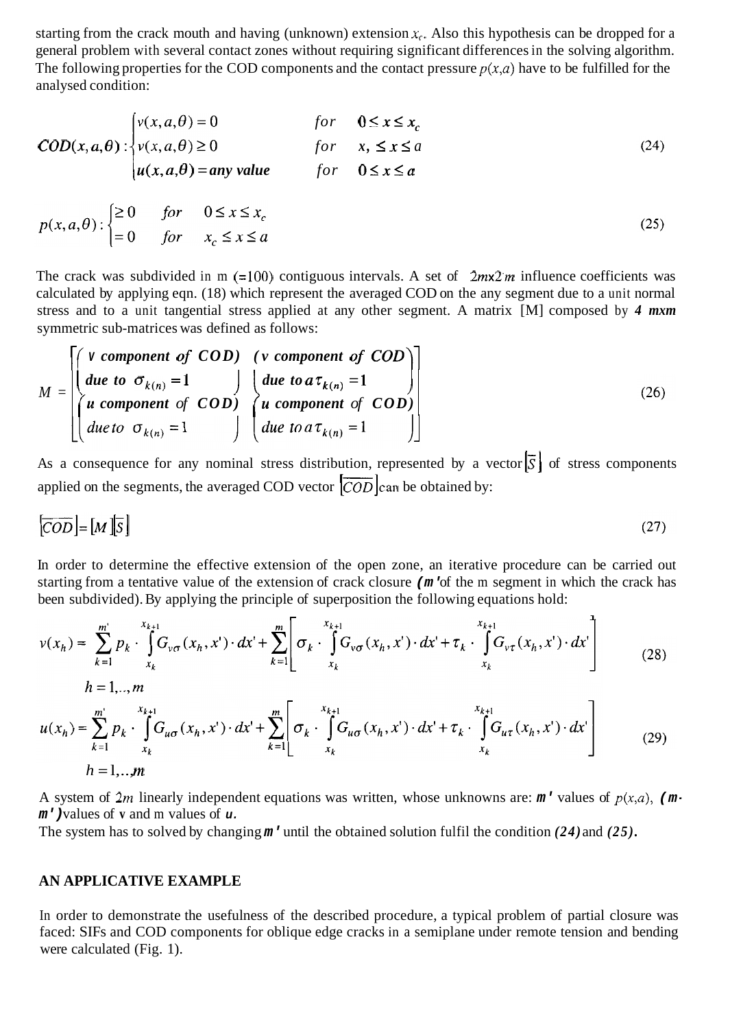starting from the crack mouth and having (unknown) extension $x_c$. Also this hypothesis can be dropped for a general problem with several contact zones without requiring significant differences in the solving algorithm. The following properties for the COD components and the contact pressure $p(x,a)$ have to be fulfilled for the analysed condition:

$$
COD(x,a,\theta):\begin{cases} v(x,a,\theta)=0 & for \quad 0\le x\le x_c \\ v(x,a,\theta)\ge 0 & for \quad x_c\le x\le a \\ u(x,a,\theta)=any\ value & for \quad 0\le x\le a \end{cases} \tag{24}
$$

$$
p(x,a,\theta):\begin{cases} \ge 0 & for \quad 0\le x\le x_c \\ =0 & for \quad x_c\le x\le a \end{cases} \tag{25}
$$

The crack was subdivided in m (=100) contiguous intervals. A set of $2m\times 2m$ influence coefficients was calculated by applying eqn. (18) which represent the averaged COD on the any segment due to a unit normal stress and to a unit tangential stress applied at any other segment. A matrix [M] composed by ***4 mxm*** symmetric sub-matrices was defined as follows:

$$
M=\begin{bmatrix} \begin{pmatrix} v\ component\ of\ COD \\ due\ to\ \sigma_{k(n)}=1 \end{pmatrix} & \begin{pmatrix} v\ component\ of\ COD \\ due\ to\ a\,\tau_{k(n)}=1 \end{pmatrix} \\ \begin{pmatrix} u\ component\ of\ COD \\ due\ to\ \sigma_{k(n)}=1 \end{pmatrix} & \begin{pmatrix} u\ component\ of\ COD \\ due\ to\ a\,\tau_{k(n)}=1 \end{pmatrix} \end{bmatrix} \tag{26}
$$

As a consequence for any nominal stress distribution, represented by a vector $\{\overline{S}\}$ of stress components applied on the segments, the averaged COD vector $\{\overline{COD}\}$ can be obtained by:

$$
\{\overline{COD}\}=[M]\{\overline{S}\} \tag{27}
$$

In order to determine the effective extension of the open zone, an iterative procedure can be carried out starting from a tentative value of the extension of crack closure ($m'$ of the m segment in which the crack has been subdivided). By applying the principle of superposition the following equations hold:

$$
v(x_h)=\sum_{k=1}^{m'} p_k\cdot\int_{x_k}^{x_{k+1}} G_{v\sigma}(x_h,x')\cdot dx'+\sum_{k=1}^{m}\left[\sigma_k\cdot\int_{x_k}^{x_{k+1}} G_{v\sigma}(x_h,x')\cdot dx'+\tau_k\cdot\int_{x_k}^{x_{k+1}} G_{v\tau}(x_h,x')\cdot dx'\right] \tag{28}
$$

$$h=1,..,m$$

$$
u(x_h)=\sum_{k=1}^{m'} p_k\cdot\int_{x_k}^{x_{k+1}} G_{u\sigma}(x_h,x')\cdot dx'+\sum_{k=1}^{m}\left[\sigma_k\cdot\int_{x_k}^{x_{k+1}} G_{u\sigma}(x_h,x')\cdot dx'+\tau_k\cdot\int_{x_k}^{x_{k+1}} G_{u\tau}(x_h,x')\cdot dx'\right] \tag{29}
$$

$$h=1,..,m$$

A system of $2m$ linearly independent equations was written, whose unknowns are: $m'$ values of $p(x,a)$, $(m-m')$ values of $v$ and m values of $u$.
The system has to solved by changing $m'$ until the obtained solution fulfil the condition *(24)* and *(25)*.

## AN APPLICATIVE EXAMPLE

In order to demonstrate the usefulness of the described procedure, a typical problem of partial closure was faced: SIFs and COD components for oblique edge cracks in a semiplane under remote tension and bending were calculated (Fig. 1).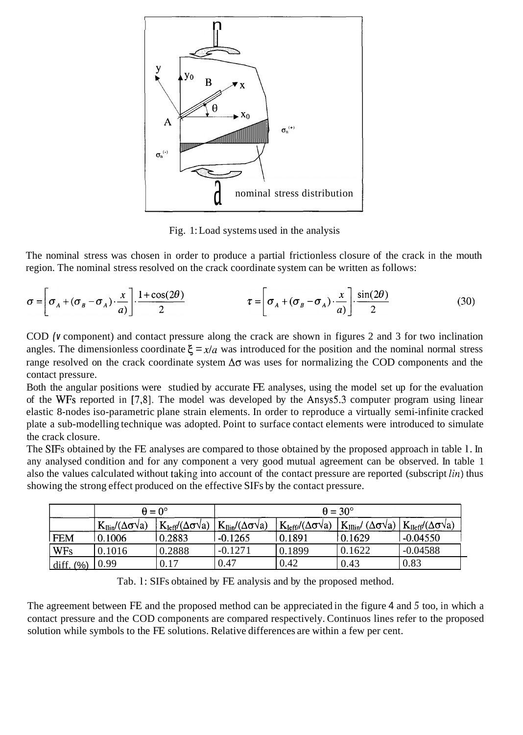n

y

$y_0$

B

x

θ

$x_0$

A

$\sigma_n^{(+)}$

$\sigma_n^{(-)}$

a

nominal stress distribution

Fig. 1: Load systems used in the analysis

The nominal stress was chosen in order to produce a partial frictionless closure of the crack in the mouth region. The nominal stress resolved on the crack coordinate system can be written as follows:

$$\sigma = \left[\sigma_A + (\sigma_B - \sigma_A)\cdot\frac{x}{a)}\right]\cdot\frac{1+\cos(2\theta)}{2} \qquad \tau = \left[\sigma_A + (\sigma_B - \sigma_A)\cdot\frac{x}{a)}\right]\cdot\frac{\sin(2\theta)}{2} \tag{30}$$

COD ($v$ component) and contact pressure along the crack are shown in figures 2 and 3 for two inclination angles. The dimensionless coordinate $\xi = x/a$ was introduced for the position and the nominal normal stress range resolved on the crack coordinate system $\Delta\sigma$ was uses for normalizing the COD components and the contact pressure.

Both the angular positions were studied by accurate FE analyses, using the model set up for the evaluation of the WFs reported in [7,8]. The model was developed by the Ansys5.3 computer program using linear elastic 8-nodes iso-parametric plane strain elements. In order to reproduce a virtually semi-infinite cracked plate a sub-modelling technique was adopted. Point to surface contact elements were introduced to simulate the crack closure.

The SIFs obtained by the FE analyses are compared to those obtained by the proposed approach in table 1. In any analysed condition and for any component a very good mutual agreement can be observed. In table 1 also the values calculated without taking into account of the contact pressure are reported (subscript *lin*) thus showing the strong effect produced on the effective SIFs by the contact pressure.

| | $\theta = 0°$ | | $\theta = 30°$ | | | |
|---|---|---|---|---|---|---|
| | $K_{Ilin}/(\Delta\sigma\sqrt{a})$ | $K_{Ieff}/(\Delta\sigma\sqrt{a})$ | $K_{Ilin}/(\Delta\sigma\sqrt{a})$ | $K_{Ieff}/(\Delta\sigma\sqrt{a})$ | $K_{IIlin}/(\Delta\sigma\sqrt{a})$ | $K_{IIeff}/(\Delta\sigma\sqrt{a})$ |
| FEM | 0.1006 | 0.2883 | -0.1265 | 0.1891 | 0.1629 | -0.04550 |
| WFs | 0.1016 | 0.2888 | -0.1271 | 0.1899 | 0.1622 | -0.04588 |
| diff. (%) | 0.99 | 0.17 | 0.47 | 0.42 | 0.43 | 0.83 |

Tab. 1: SIFs obtained by FE analysis and by the proposed method.

The agreement between FE and the proposed method can be appreciated in the figure 4 and 5 too, in which a contact pressure and the COD components are compared respectively. Continuos lines refer to the proposed solution while symbols to the FE solutions. Relative differences are within a few per cent.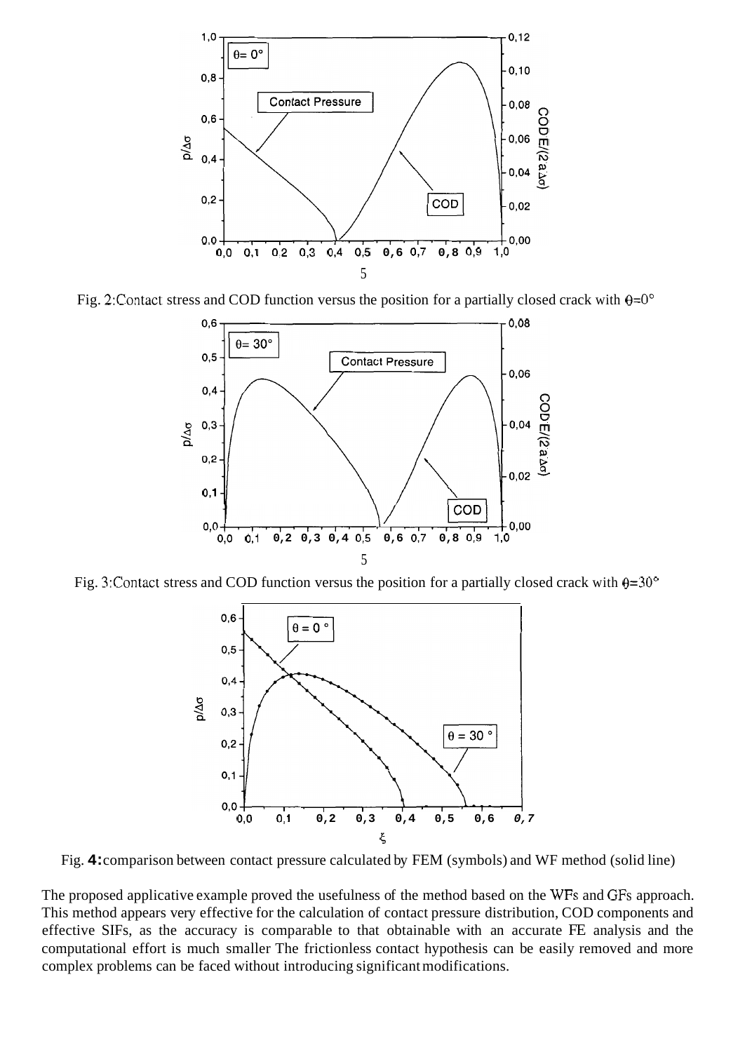1,0

0,8

0,6

0,4

0,2

0.0

$\theta = 0°$

Contact Pressure

COD

$p/\Delta\sigma$

0,12

0,10

0,08

0,06

0,04

0,02

0,00

CODE/(2a$\Delta\sigma$)

0,0 0,1 0,2 0,3 0,4 0,5 0,6 0,7 0,8 0,9 1,0

ξ

Fig. 2: Contact stress and COD function versus the position for a partially closed crack with $\theta$=0°

0,6

0,5

0,4

0,3

0,2

0,1

0,0

$\theta = 30°$

Contact Pressure

COD

$p/\Delta\sigma$

0,08

0,06

0,04

0,02

0,00

CODE/(2a$\Delta\sigma$)

0,0 0,1 0,2 0,3 0,4 0,5 0,6 0,7 0,8 0,9 1,0

ξ

Fig. 3: Contact stress and COD function versus the position for a partially closed crack with $\theta$=30°

0,6

0,5

0,4

0,3

0,2

0,1

0,0

$\theta = 0°$

$\theta = 30°$

$p/\Delta\sigma$

0,0 0,1 0,2 0,3 0,4 0,5 0,6 0,7

ξ

Fig. **4:** comparison between contact pressure calculated by FEM (symbols) and WF method (solid line)

The proposed applicative example proved the usefulness of the method based on the WFs and GFs approach. This method appears very effective for the calculation of contact pressure distribution, COD components and effective SIFs, as the accuracy is comparable to that obtainable with an accurate FE analysis and the computational effort is much smaller The frictionless contact hypothesis can be easily removed and more complex problems can be faced without introducing significant modifications.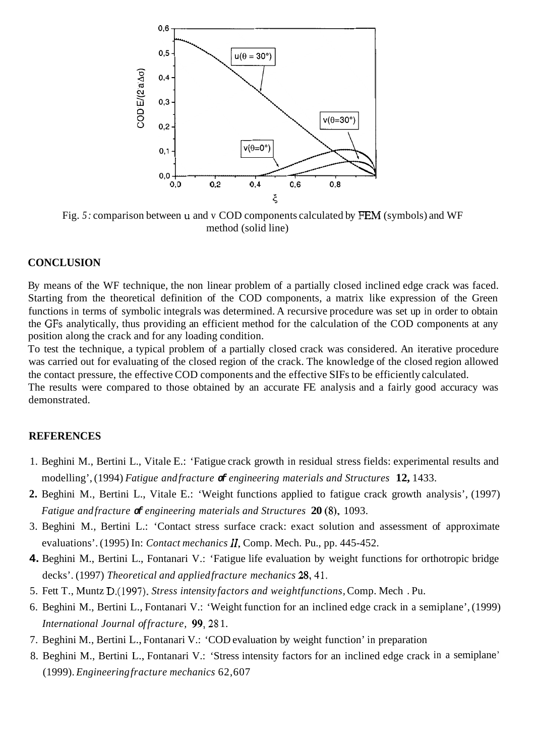0,6
0,5
0,4
0,3
0,2
0,1
0,0
COD E/(2 a Δσ)
0,0
0,2
0,4
0,6
0,8
ξ
u(θ = 30°)
v(θ=30°)
v(θ=0°)

Fig. 5: comparison between u and v COD components calculated by FEM (symbols) and WF method (solid line)

## CONCLUSION

By means of the WF technique, the non linear problem of a partially closed inclined edge crack was faced. Starting from the theoretical definition of the COD components, a matrix like expression of the Green functions in terms of symbolic integrals was determined. A recursive procedure was set up in order to obtain the GFs analytically, thus providing an efficient method for the calculation of the COD components at any position along the crack and for any loading condition.

To test the technique, a typical problem of a partially closed crack was considered. An iterative procedure was carried out for evaluating of the closed region of the crack. The knowledge of the closed region allowed the contact pressure, the effective COD components and the effective SIFs to be efficiently calculated.

The results were compared to those obtained by an accurate FE analysis and a fairly good accuracy was demonstrated.

## REFERENCES

1. Beghini M., Bertini L., Vitale E.: 'Fatigue crack growth in residual stress fields: experimental results and modelling', (1994) *Fatigue and fracture of engineering materials and Structures* **12,** 1433.
2. Beghini M., Bertini L., Vitale E.: 'Weight functions applied to fatigue crack growth analysis', (1997) *Fatigue and fracture of engineering materials and Structures* **20** (8), 1093.
3. Beghini M., Bertini L.: 'Contact stress surface crack: exact solution and assessment of approximate evaluations'. (1995) In: *Contact mechanics II*, Comp. Mech. Pu., pp. 445-452.
4. Beghini M., Bertini L., Fontanari V.: 'Fatigue life evaluation by weight functions for orthotropic bridge decks'. (1997) *Theoretical and applied fracture mechanics* **28**, 41.
5. Fett T., Muntz D.(1997). *Stress intensity factors and weight functions*, Comp. Mech . Pu.
6. Beghini M., Bertini L., Fontanari V.: 'Weight function for an inclined edge crack in a semiplane', (1999) *International Journal of fracture*, **99**, 281.
7. Beghini M., Bertini L., Fontanari V.: 'COD evaluation by weight function' in preparation
8. Beghini M., Bertini L., Fontanari V.: 'Stress intensity factors for an inclined edge crack in a semiplane' (1999). *Engineering fracture mechanics* 62,607